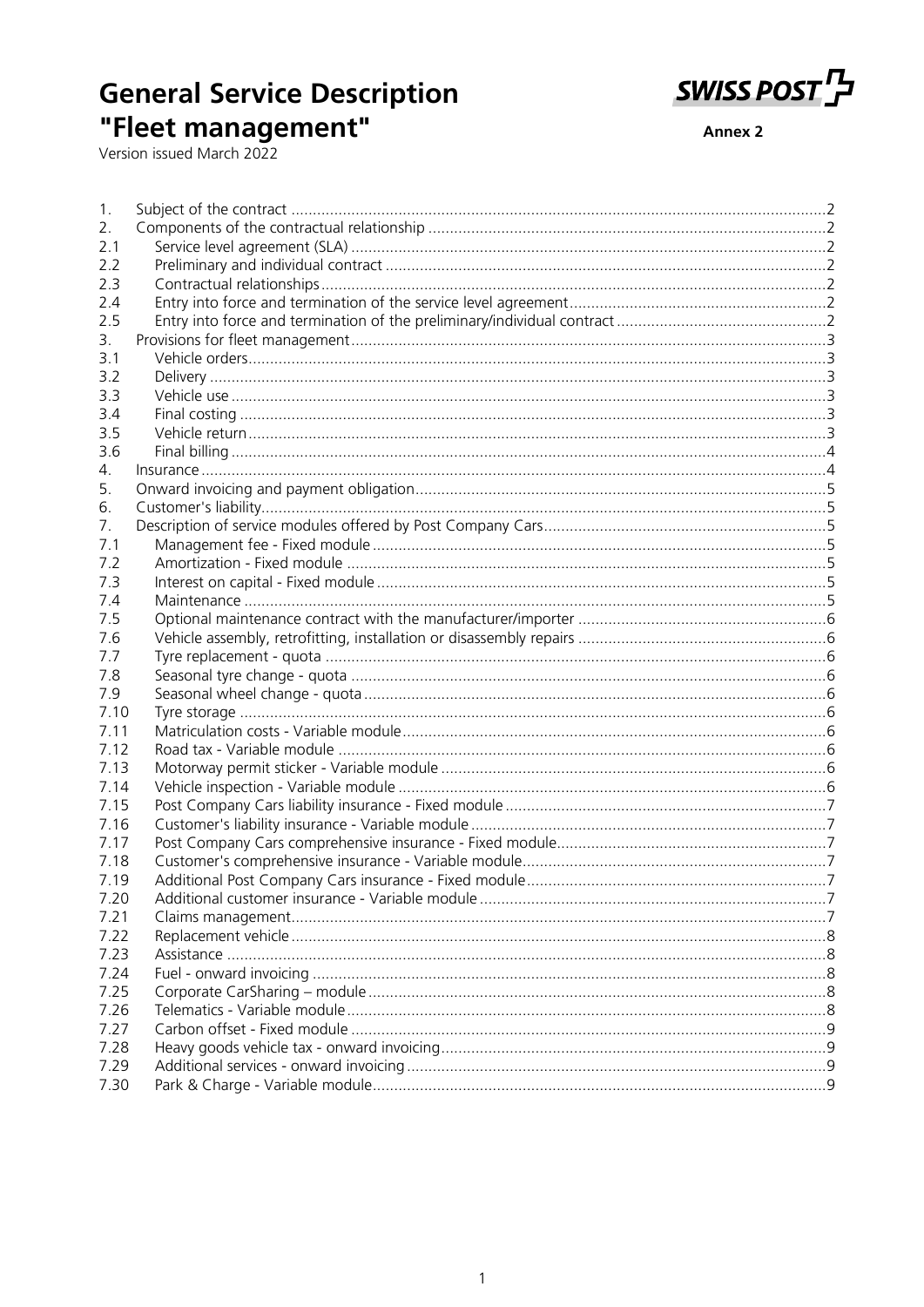# General Service Description "Fleet management"

**SWISS POST**

**Annex 2**

Version issued March 2022

| | | |
|---|---|---|
| 1. | Subject of the contract | 2 |
| 2. | Components of the contractual relationship | 2 |
| 2.1 | Service level agreement (SLA) | 2 |
| 2.2 | Preliminary and individual contract | 2 |
| 2.3 | Contractual relationships | 2 |
| 2.4 | Entry into force and termination of the service level agreement | 2 |
| 2.5 | Entry into force and termination of the preliminary/individual contract | 2 |
| 3. | Provisions for fleet management | 3 |
| 3.1 | Vehicle orders | 3 |
| 3.2 | Delivery | 3 |
| 3.3 | Vehicle use | 3 |
| 3.4 | Final costing | 3 |
| 3.5 | Vehicle return | 3 |
| 3.6 | Final billing | 4 |
| 4. | Insurance | 4 |
| 5. | Onward invoicing and payment obligation | 5 |
| 6. | Customer's liability | 5 |
| 7. | Description of service modules offered by Post Company Cars | 5 |
| 7.1 | Management fee - Fixed module | 5 |
| 7.2 | Amortization - Fixed module | 5 |
| 7.3 | Interest on capital - Fixed module | 5 |
| 7.4 | Maintenance | 5 |
| 7.5 | Optional maintenance contract with the manufacturer/importer | 6 |
| 7.6 | Vehicle assembly, retrofitting, installation or disassembly repairs | 6 |
| 7.7 | Tyre replacement - quota | 6 |
| 7.8 | Seasonal tyre change - quota | 6 |
| 7.9 | Seasonal wheel change - quota | 6 |
| 7.10 | Tyre storage | 6 |
| 7.11 | Matriculation costs - Variable module | 6 |
| 7.12 | Road tax - Variable module | 6 |
| 7.13 | Motorway permit sticker - Variable module | 6 |
| 7.14 | Vehicle inspection - Variable module | 6 |
| 7.15 | Post Company Cars liability insurance - Fixed module | 7 |
| 7.16 | Customer's liability insurance - Variable module | 7 |
| 7.17 | Post Company Cars comprehensive insurance - Fixed module | 7 |
| 7.18 | Customer's comprehensive insurance - Variable module | 7 |
| 7.19 | Additional Post Company Cars insurance - Fixed module | 7 |
| 7.20 | Additional customer insurance - Variable module | 7 |
| 7.21 | Claims management | 7 |
| 7.22 | Replacement vehicle | 8 |
| 7.23 | Assistance | 8 |
| 7.24 | Fuel - onward invoicing | 8 |
| 7.25 | Corporate CarSharing – module | 8 |
| 7.26 | Telematics - Variable module | 8 |
| 7.27 | Carbon offset - Fixed module | 9 |
| 7.28 | Heavy goods vehicle tax - onward invoicing | 9 |
| 7.29 | Additional services - onward invoicing | 9 |
| 7.30 | Park & Charge - Variable module | 9 |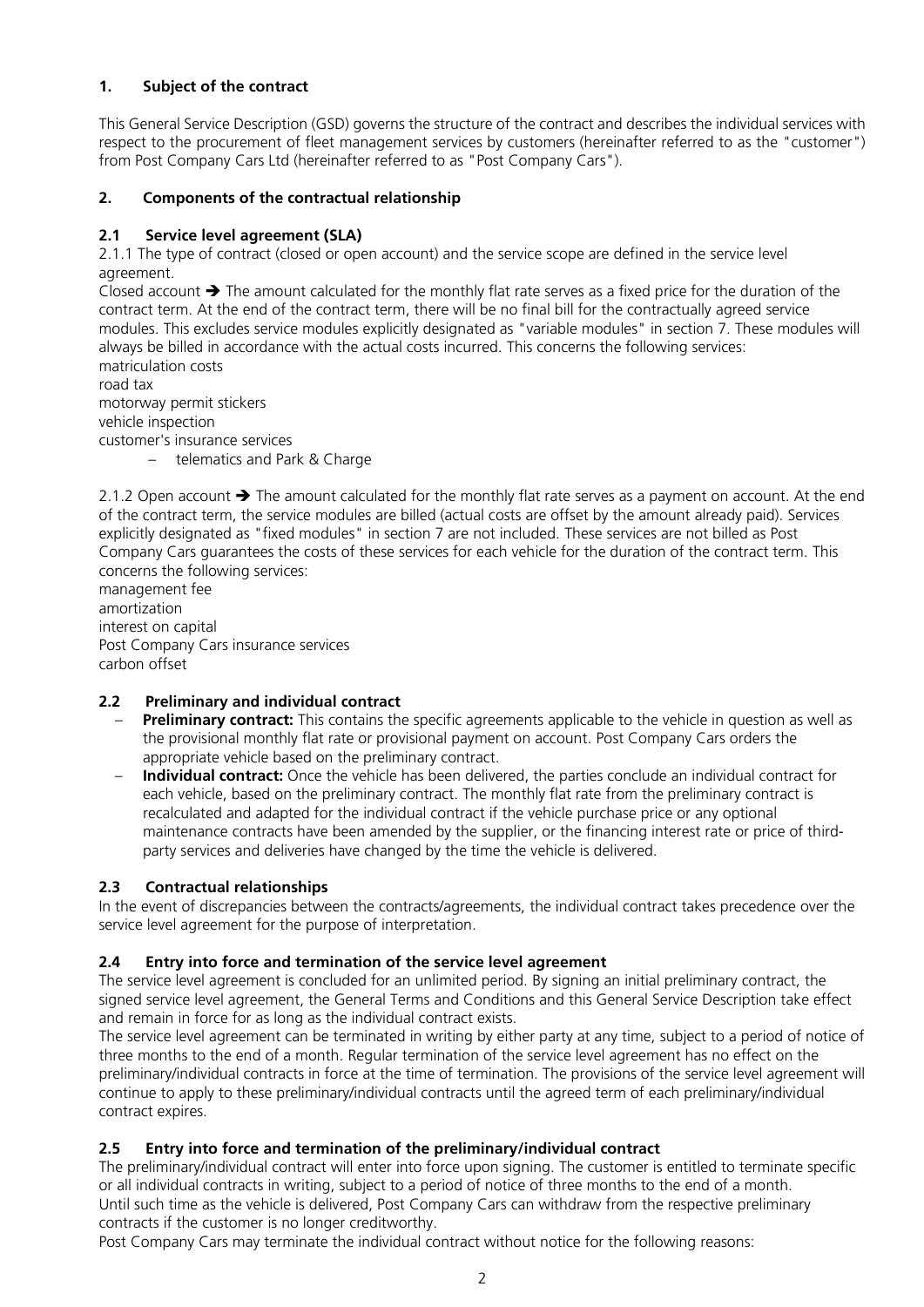## 1. Subject of the contract

This General Service Description (GSD) governs the structure of the contract and describes the individual services with respect to the procurement of fleet management services by customers (hereinafter referred to as the "customer") from Post Company Cars Ltd (hereinafter referred to as "Post Company Cars").

## 2. Components of the contractual relationship

### 2.1 Service level agreement (SLA)

2.1.1 The type of contract (closed or open account) and the service scope are defined in the service level agreement.

Closed account ➔ The amount calculated for the monthly flat rate serves as a fixed price for the duration of the contract term. At the end of the contract term, there will be no final bill for the contractually agreed service modules. This excludes service modules explicitly designated as "variable modules" in section 7. These modules will always be billed in accordance with the actual costs incurred. This concerns the following services:

matriculation costs
road tax
motorway permit stickers
vehicle inspection
customer's insurance services

- telematics and Park & Charge

2.1.2 Open account ➔ The amount calculated for the monthly flat rate serves as a payment on account. At the end of the contract term, the service modules are billed (actual costs are offset by the amount already paid). Services explicitly designated as "fixed modules" in section 7 are not included. These services are not billed as Post Company Cars guarantees the costs of these services for each vehicle for the duration of the contract term. This concerns the following services:

management fee
amortization
interest on capital
Post Company Cars insurance services
carbon offset

### 2.2 Preliminary and individual contract

- **Preliminary contract:** This contains the specific agreements applicable to the vehicle in question as well as the provisional monthly flat rate or provisional payment on account. Post Company Cars orders the appropriate vehicle based on the preliminary contract.
- **Individual contract:** Once the vehicle has been delivered, the parties conclude an individual contract for each vehicle, based on the preliminary contract. The monthly flat rate from the preliminary contract is recalculated and adapted for the individual contract if the vehicle purchase price or any optional maintenance contracts have been amended by the supplier, or the financing interest rate or price of third-party services and deliveries have changed by the time the vehicle is delivered.

### 2.3 Contractual relationships

In the event of discrepancies between the contracts/agreements, the individual contract takes precedence over the service level agreement for the purpose of interpretation.

### 2.4 Entry into force and termination of the service level agreement

The service level agreement is concluded for an unlimited period. By signing an initial preliminary contract, the signed service level agreement, the General Terms and Conditions and this General Service Description take effect and remain in force for as long as the individual contract exists.

The service level agreement can be terminated in writing by either party at any time, subject to a period of notice of three months to the end of a month. Regular termination of the service level agreement has no effect on the preliminary/individual contracts in force at the time of termination. The provisions of the service level agreement will continue to apply to these preliminary/individual contracts until the agreed term of each preliminary/individual contract expires.

### 2.5 Entry into force and termination of the preliminary/individual contract

The preliminary/individual contract will enter into force upon signing. The customer is entitled to terminate specific or all individual contracts in writing, subject to a period of notice of three months to the end of a month.

Until such time as the vehicle is delivered, Post Company Cars can withdraw from the respective preliminary contracts if the customer is no longer creditworthy.

Post Company Cars may terminate the individual contract without notice for the following reasons: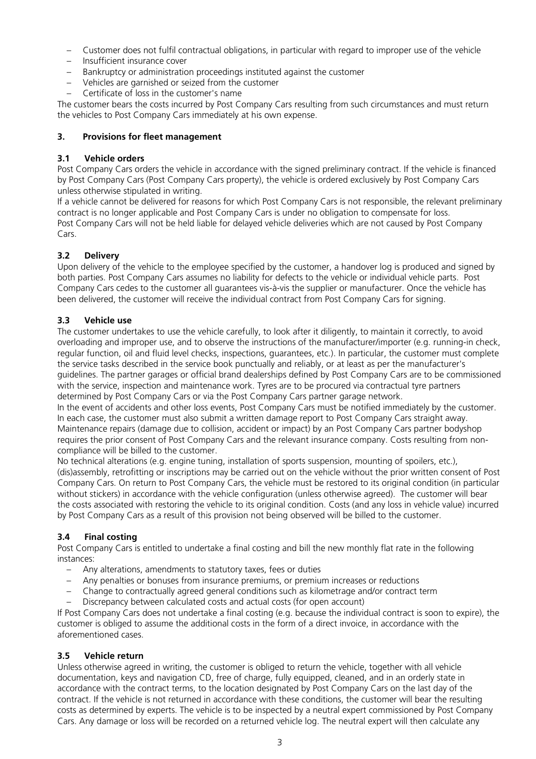- Customer does not fulfil contractual obligations, in particular with regard to improper use of the vehicle
- Insufficient insurance cover
- Bankruptcy or administration proceedings instituted against the customer
- Vehicles are garnished or seized from the customer
- Certificate of loss in the customer's name

The customer bears the costs incurred by Post Company Cars resulting from such circumstances and must return the vehicles to Post Company Cars immediately at his own expense.

## 3. Provisions for fleet management

### 3.1 Vehicle orders

Post Company Cars orders the vehicle in accordance with the signed preliminary contract. If the vehicle is financed by Post Company Cars (Post Company Cars property), the vehicle is ordered exclusively by Post Company Cars unless otherwise stipulated in writing.

If a vehicle cannot be delivered for reasons for which Post Company Cars is not responsible, the relevant preliminary contract is no longer applicable and Post Company Cars is under no obligation to compensate for loss.

Post Company Cars will not be held liable for delayed vehicle deliveries which are not caused by Post Company Cars.

### 3.2 Delivery

Upon delivery of the vehicle to the employee specified by the customer, a handover log is produced and signed by both parties. Post Company Cars assumes no liability for defects to the vehicle or individual vehicle parts. Post Company Cars cedes to the customer all guarantees vis-à-vis the supplier or manufacturer. Once the vehicle has been delivered, the customer will receive the individual contract from Post Company Cars for signing.

### 3.3 Vehicle use

The customer undertakes to use the vehicle carefully, to look after it diligently, to maintain it correctly, to avoid overloading and improper use, and to observe the instructions of the manufacturer/importer (e.g. running-in check, regular function, oil and fluid level checks, inspections, guarantees, etc.). In particular, the customer must complete the service tasks described in the service book punctually and reliably, or at least as per the manufacturer's guidelines. The partner garages or official brand dealerships defined by Post Company Cars are to be commissioned with the service, inspection and maintenance work. Tyres are to be procured via contractual tyre partners determined by Post Company Cars or via the Post Company Cars partner garage network.

In the event of accidents and other loss events, Post Company Cars must be notified immediately by the customer. In each case, the customer must also submit a written damage report to Post Company Cars straight away. Maintenance repairs (damage due to collision, accident or impact) by an Post Company Cars partner bodyshop requires the prior consent of Post Company Cars and the relevant insurance company. Costs resulting from non-compliance will be billed to the customer.

No technical alterations (e.g. engine tuning, installation of sports suspension, mounting of spoilers, etc.), (dis)assembly, retrofitting or inscriptions may be carried out on the vehicle without the prior written consent of Post Company Cars. On return to Post Company Cars, the vehicle must be restored to its original condition (in particular without stickers) in accordance with the vehicle configuration (unless otherwise agreed). The customer will bear the costs associated with restoring the vehicle to its original condition. Costs (and any loss in vehicle value) incurred by Post Company Cars as a result of this provision not being observed will be billed to the customer.

### 3.4 Final costing

Post Company Cars is entitled to undertake a final costing and bill the new monthly flat rate in the following instances:

- Any alterations, amendments to statutory taxes, fees or duties
- Any penalties or bonuses from insurance premiums, or premium increases or reductions
- Change to contractually agreed general conditions such as kilometrage and/or contract term
- Discrepancy between calculated costs and actual costs (for open account)

If Post Company Cars does not undertake a final costing (e.g. because the individual contract is soon to expire), the customer is obliged to assume the additional costs in the form of a direct invoice, in accordance with the aforementioned cases.

### 3.5 Vehicle return

Unless otherwise agreed in writing, the customer is obliged to return the vehicle, together with all vehicle documentation, keys and navigation CD, free of charge, fully equipped, cleaned, and in an orderly state in accordance with the contract terms, to the location designated by Post Company Cars on the last day of the contract. If the vehicle is not returned in accordance with these conditions, the customer will bear the resulting costs as determined by experts. The vehicle is to be inspected by a neutral expert commissioned by Post Company Cars. Any damage or loss will be recorded on a returned vehicle log. The neutral expert will then calculate any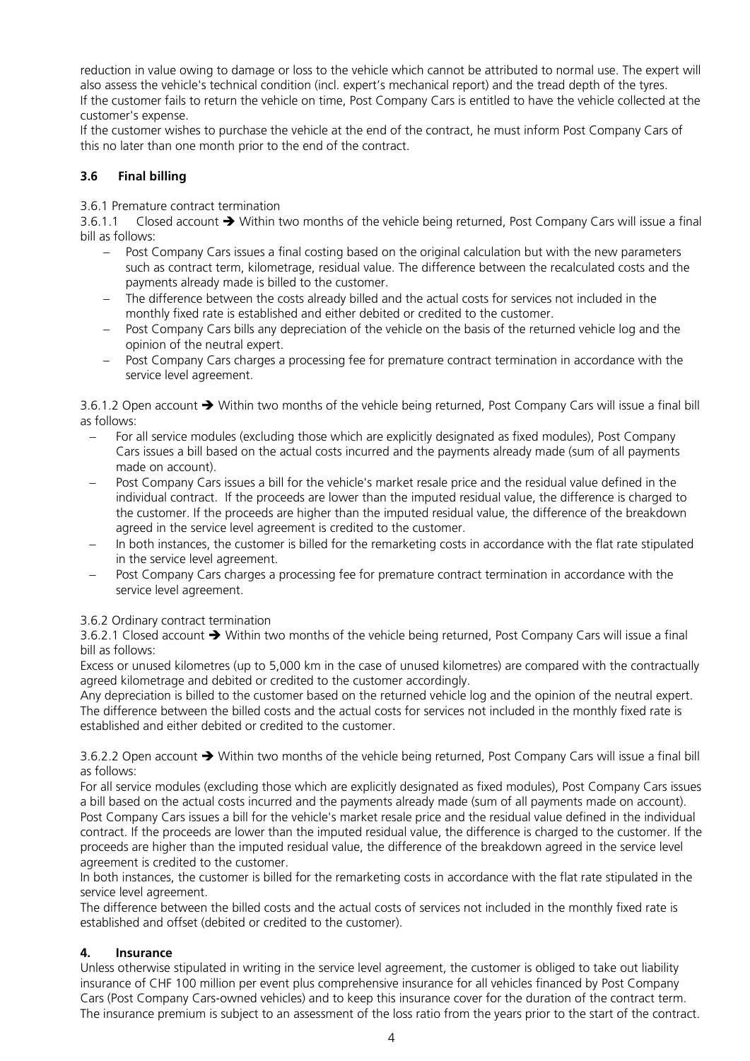reduction in value owing to damage or loss to the vehicle which cannot be attributed to normal use. The expert will also assess the vehicle's technical condition (incl. expert's mechanical report) and the tread depth of the tyres.
If the customer fails to return the vehicle on time, Post Company Cars is entitled to have the vehicle collected at the customer's expense.
If the customer wishes to purchase the vehicle at the end of the contract, he must inform Post Company Cars of this no later than one month prior to the end of the contract.

### 3.6 Final billing

3.6.1 Premature contract termination

3.6.1.1 Closed account ➔ Within two months of the vehicle being returned, Post Company Cars will issue a final bill as follows:

- Post Company Cars issues a final costing based on the original calculation but with the new parameters such as contract term, kilometrage, residual value. The difference between the recalculated costs and the payments already made is billed to the customer.
- The difference between the costs already billed and the actual costs for services not included in the monthly fixed rate is established and either debited or credited to the customer.
- Post Company Cars bills any depreciation of the vehicle on the basis of the returned vehicle log and the opinion of the neutral expert.
- Post Company Cars charges a processing fee for premature contract termination in accordance with the service level agreement.

3.6.1.2 Open account ➔ Within two months of the vehicle being returned, Post Company Cars will issue a final bill as follows:

- For all service modules (excluding those which are explicitly designated as fixed modules), Post Company Cars issues a bill based on the actual costs incurred and the payments already made (sum of all payments made on account).
- Post Company Cars issues a bill for the vehicle's market resale price and the residual value defined in the individual contract. If the proceeds are lower than the imputed residual value, the difference is charged to the customer. If the proceeds are higher than the imputed residual value, the difference of the breakdown agreed in the service level agreement is credited to the customer.
- In both instances, the customer is billed for the remarketing costs in accordance with the flat rate stipulated in the service level agreement.
- Post Company Cars charges a processing fee for premature contract termination in accordance with the service level agreement.

3.6.2 Ordinary contract termination

3.6.2.1 Closed account ➔ Within two months of the vehicle being returned, Post Company Cars will issue a final bill as follows:
Excess or unused kilometres (up to 5,000 km in the case of unused kilometres) are compared with the contractually agreed kilometrage and debited or credited to the customer accordingly.
Any depreciation is billed to the customer based on the returned vehicle log and the opinion of the neutral expert.
The difference between the billed costs and the actual costs for services not included in the monthly fixed rate is established and either debited or credited to the customer.

3.6.2.2 Open account ➔ Within two months of the vehicle being returned, Post Company Cars will issue a final bill as follows:
For all service modules (excluding those which are explicitly designated as fixed modules), Post Company Cars issues a bill based on the actual costs incurred and the payments already made (sum of all payments made on account).
Post Company Cars issues a bill for the vehicle's market resale price and the residual value defined in the individual contract. If the proceeds are lower than the imputed residual value, the difference is charged to the customer. If the proceeds are higher than the imputed residual value, the difference of the breakdown agreed in the service level agreement is credited to the customer.
In both instances, the customer is billed for the remarketing costs in accordance with the flat rate stipulated in the service level agreement.
The difference between the billed costs and the actual costs of services not included in the monthly fixed rate is established and offset (debited or credited to the customer).

## 4. Insurance

Unless otherwise stipulated in writing in the service level agreement, the customer is obliged to take out liability insurance of CHF 100 million per event plus comprehensive insurance for all vehicles financed by Post Company Cars (Post Company Cars-owned vehicles) and to keep this insurance cover for the duration of the contract term. The insurance premium is subject to an assessment of the loss ratio from the years prior to the start of the contract.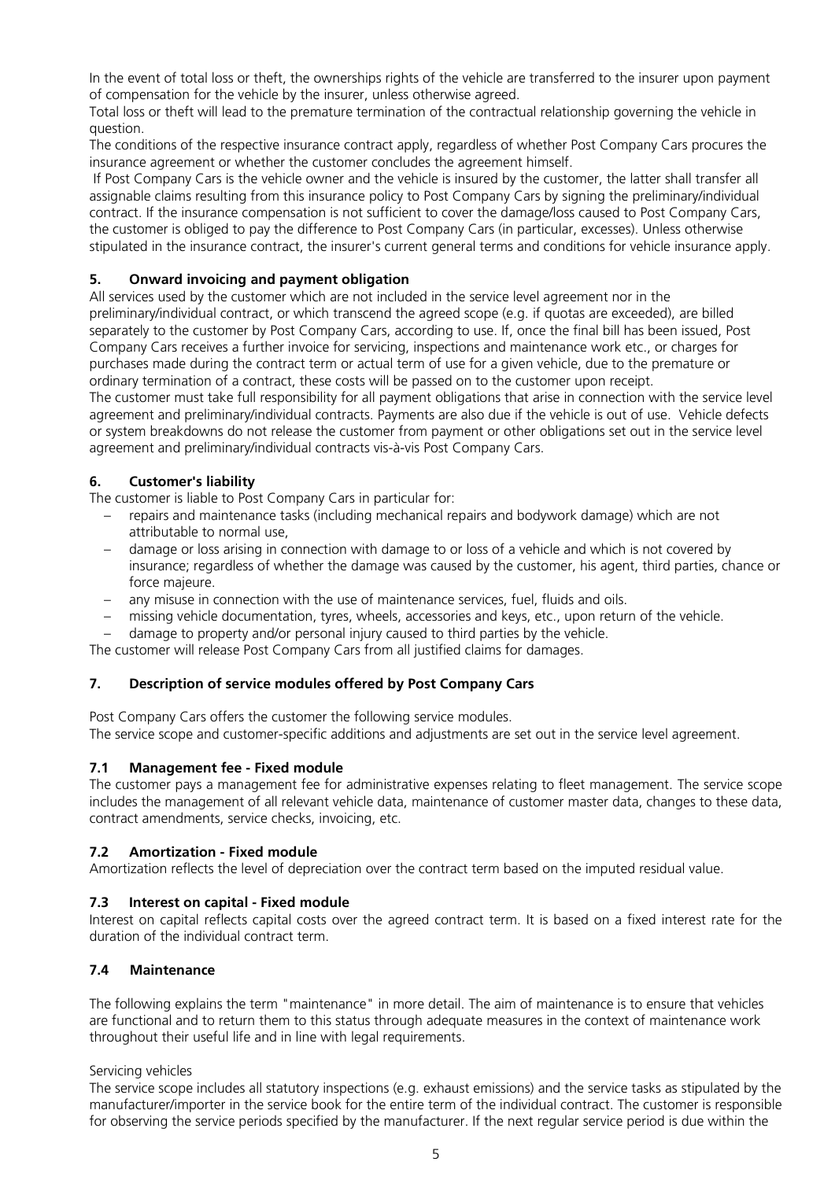In the event of total loss or theft, the ownerships rights of the vehicle are transferred to the insurer upon payment of compensation for the vehicle by the insurer, unless otherwise agreed.

Total loss or theft will lead to the premature termination of the contractual relationship governing the vehicle in question.

The conditions of the respective insurance contract apply, regardless of whether Post Company Cars procures the insurance agreement or whether the customer concludes the agreement himself.

If Post Company Cars is the vehicle owner and the vehicle is insured by the customer, the latter shall transfer all assignable claims resulting from this insurance policy to Post Company Cars by signing the preliminary/individual contract. If the insurance compensation is not sufficient to cover the damage/loss caused to Post Company Cars, the customer is obliged to pay the difference to Post Company Cars (in particular, excesses). Unless otherwise stipulated in the insurance contract, the insurer's current general terms and conditions for vehicle insurance apply.

### 5. Onward invoicing and payment obligation

All services used by the customer which are not included in the service level agreement nor in the preliminary/individual contract, or which transcend the agreed scope (e.g. if quotas are exceeded), are billed separately to the customer by Post Company Cars, according to use. If, once the final bill has been issued, Post Company Cars receives a further invoice for servicing, inspections and maintenance work etc., or charges for purchases made during the contract term or actual term of use for a given vehicle, due to the premature or ordinary termination of a contract, these costs will be passed on to the customer upon receipt.

The customer must take full responsibility for all payment obligations that arise in connection with the service level agreement and preliminary/individual contracts. Payments are also due if the vehicle is out of use. Vehicle defects or system breakdowns do not release the customer from payment or other obligations set out in the service level agreement and preliminary/individual contracts vis-à-vis Post Company Cars.

### 6. Customer's liability

The customer is liable to Post Company Cars in particular for:

- repairs and maintenance tasks (including mechanical repairs and bodywork damage) which are not attributable to normal use,
- damage or loss arising in connection with damage to or loss of a vehicle and which is not covered by insurance; regardless of whether the damage was caused by the customer, his agent, third parties, chance or force majeure.
- any misuse in connection with the use of maintenance services, fuel, fluids and oils.
- missing vehicle documentation, tyres, wheels, accessories and keys, etc., upon return of the vehicle.
- damage to property and/or personal injury caused to third parties by the vehicle.

The customer will release Post Company Cars from all justified claims for damages.

### 7. Description of service modules offered by Post Company Cars

Post Company Cars offers the customer the following service modules.

The service scope and customer-specific additions and adjustments are set out in the service level agreement.

#### 7.1 Management fee - Fixed module

The customer pays a management fee for administrative expenses relating to fleet management. The service scope includes the management of all relevant vehicle data, maintenance of customer master data, changes to these data, contract amendments, service checks, invoicing, etc.

#### 7.2 Amortization - Fixed module

Amortization reflects the level of depreciation over the contract term based on the imputed residual value.

#### 7.3 Interest on capital - Fixed module

Interest on capital reflects capital costs over the agreed contract term. It is based on a fixed interest rate for the duration of the individual contract term.

#### 7.4 Maintenance

The following explains the term "maintenance" in more detail. The aim of maintenance is to ensure that vehicles are functional and to return them to this status through adequate measures in the context of maintenance work throughout their useful life and in line with legal requirements.

Servicing vehicles

The service scope includes all statutory inspections (e.g. exhaust emissions) and the service tasks as stipulated by the manufacturer/importer in the service book for the entire term of the individual contract. The customer is responsible for observing the service periods specified by the manufacturer. If the next regular service period is due within the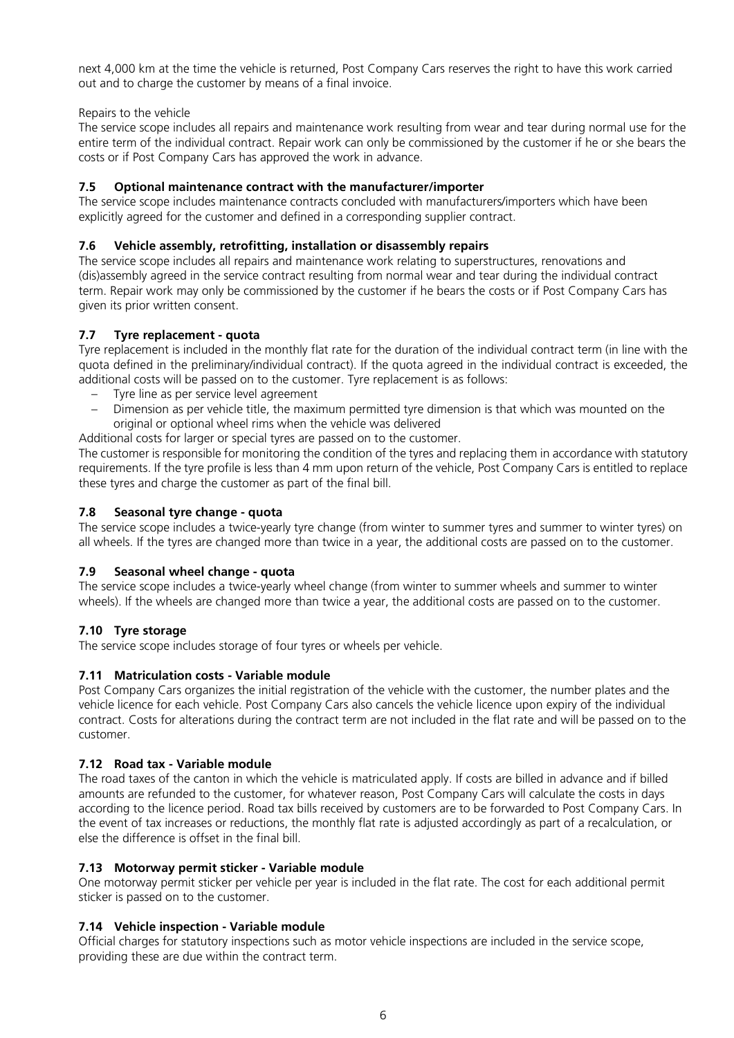next 4,000 km at the time the vehicle is returned, Post Company Cars reserves the right to have this work carried out and to charge the customer by means of a final invoice.

Repairs to the vehicle

The service scope includes all repairs and maintenance work resulting from wear and tear during normal use for the entire term of the individual contract. Repair work can only be commissioned by the customer if he or she bears the costs or if Post Company Cars has approved the work in advance.

### 7.5 Optional maintenance contract with the manufacturer/importer

The service scope includes maintenance contracts concluded with manufacturers/importers which have been explicitly agreed for the customer and defined in a corresponding supplier contract.

### 7.6 Vehicle assembly, retrofitting, installation or disassembly repairs

The service scope includes all repairs and maintenance work relating to superstructures, renovations and (dis)assembly agreed in the service contract resulting from normal wear and tear during the individual contract term. Repair work may only be commissioned by the customer if he bears the costs or if Post Company Cars has given its prior written consent.

### 7.7 Tyre replacement - quota

Tyre replacement is included in the monthly flat rate for the duration of the individual contract term (in line with the quota defined in the preliminary/individual contract). If the quota agreed in the individual contract is exceeded, the additional costs will be passed on to the customer. Tyre replacement is as follows:

- Tyre line as per service level agreement
- Dimension as per vehicle title, the maximum permitted tyre dimension is that which was mounted on the original or optional wheel rims when the vehicle was delivered

Additional costs for larger or special tyres are passed on to the customer.

The customer is responsible for monitoring the condition of the tyres and replacing them in accordance with statutory requirements. If the tyre profile is less than 4 mm upon return of the vehicle, Post Company Cars is entitled to replace these tyres and charge the customer as part of the final bill.

### 7.8 Seasonal tyre change - quota

The service scope includes a twice-yearly tyre change (from winter to summer tyres and summer to winter tyres) on all wheels. If the tyres are changed more than twice in a year, the additional costs are passed on to the customer.

### 7.9 Seasonal wheel change - quota

The service scope includes a twice-yearly wheel change (from winter to summer wheels and summer to winter wheels). If the wheels are changed more than twice a year, the additional costs are passed on to the customer.

### 7.10 Tyre storage

The service scope includes storage of four tyres or wheels per vehicle.

### 7.11 Matriculation costs - Variable module

Post Company Cars organizes the initial registration of the vehicle with the customer, the number plates and the vehicle licence for each vehicle. Post Company Cars also cancels the vehicle licence upon expiry of the individual contract. Costs for alterations during the contract term are not included in the flat rate and will be passed on to the customer.

### 7.12 Road tax - Variable module

The road taxes of the canton in which the vehicle is matriculated apply. If costs are billed in advance and if billed amounts are refunded to the customer, for whatever reason, Post Company Cars will calculate the costs in days according to the licence period. Road tax bills received by customers are to be forwarded to Post Company Cars. In the event of tax increases or reductions, the monthly flat rate is adjusted accordingly as part of a recalculation, or else the difference is offset in the final bill.

### 7.13 Motorway permit sticker - Variable module

One motorway permit sticker per vehicle per year is included in the flat rate. The cost for each additional permit sticker is passed on to the customer.

### 7.14 Vehicle inspection - Variable module

Official charges for statutory inspections such as motor vehicle inspections are included in the service scope, providing these are due within the contract term.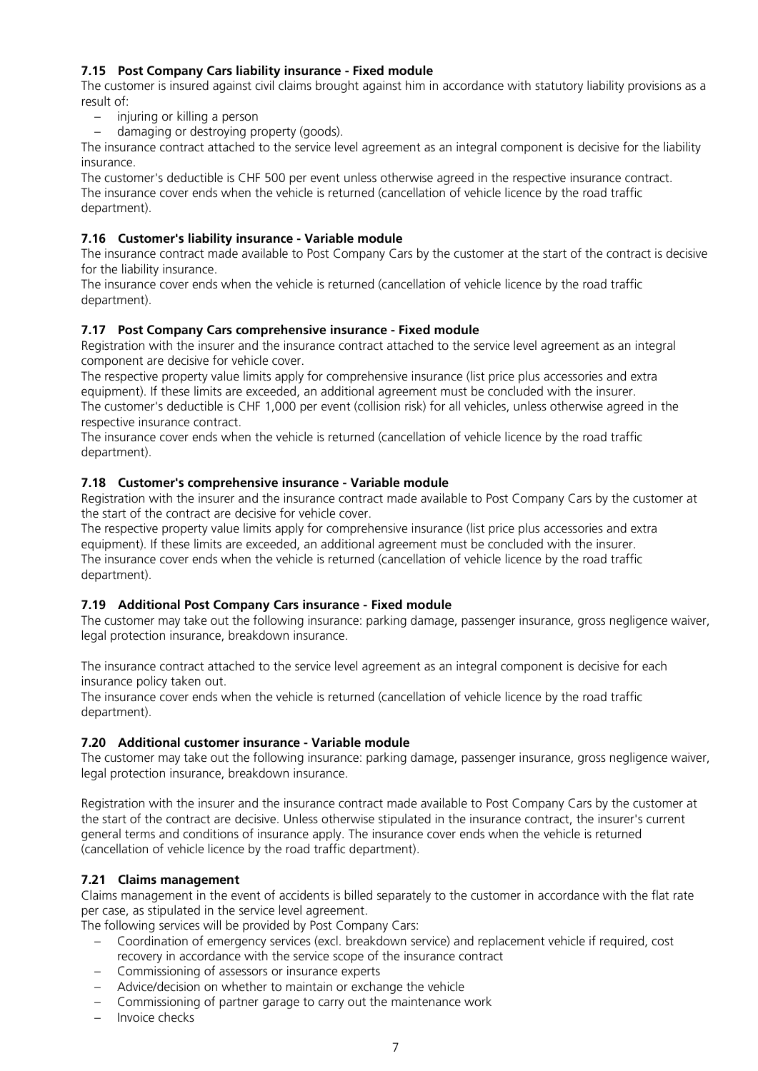### 7.15 Post Company Cars liability insurance - Fixed module

The customer is insured against civil claims brought against him in accordance with statutory liability provisions as a result of:

- injuring or killing a person
- damaging or destroying property (goods).

The insurance contract attached to the service level agreement as an integral component is decisive for the liability insurance.

The customer's deductible is CHF 500 per event unless otherwise agreed in the respective insurance contract.

The insurance cover ends when the vehicle is returned (cancellation of vehicle licence by the road traffic department).

### 7.16 Customer's liability insurance - Variable module

The insurance contract made available to Post Company Cars by the customer at the start of the contract is decisive for the liability insurance.

The insurance cover ends when the vehicle is returned (cancellation of vehicle licence by the road traffic department).

### 7.17 Post Company Cars comprehensive insurance - Fixed module

Registration with the insurer and the insurance contract attached to the service level agreement as an integral component are decisive for vehicle cover.

The respective property value limits apply for comprehensive insurance (list price plus accessories and extra equipment). If these limits are exceeded, an additional agreement must be concluded with the insurer.

The customer's deductible is CHF 1,000 per event (collision risk) for all vehicles, unless otherwise agreed in the respective insurance contract.

The insurance cover ends when the vehicle is returned (cancellation of vehicle licence by the road traffic department).

### 7.18 Customer's comprehensive insurance - Variable module

Registration with the insurer and the insurance contract made available to Post Company Cars by the customer at the start of the contract are decisive for vehicle cover.

The respective property value limits apply for comprehensive insurance (list price plus accessories and extra equipment). If these limits are exceeded, an additional agreement must be concluded with the insurer.

The insurance cover ends when the vehicle is returned (cancellation of vehicle licence by the road traffic department).

### 7.19 Additional Post Company Cars insurance - Fixed module

The customer may take out the following insurance: parking damage, passenger insurance, gross negligence waiver, legal protection insurance, breakdown insurance.

The insurance contract attached to the service level agreement as an integral component is decisive for each insurance policy taken out.

The insurance cover ends when the vehicle is returned (cancellation of vehicle licence by the road traffic department).

### 7.20 Additional customer insurance - Variable module

The customer may take out the following insurance: parking damage, passenger insurance, gross negligence waiver, legal protection insurance, breakdown insurance.

Registration with the insurer and the insurance contract made available to Post Company Cars by the customer at the start of the contract are decisive. Unless otherwise stipulated in the insurance contract, the insurer's current general terms and conditions of insurance apply. The insurance cover ends when the vehicle is returned (cancellation of vehicle licence by the road traffic department).

### 7.21 Claims management

Claims management in the event of accidents is billed separately to the customer in accordance with the flat rate per case, as stipulated in the service level agreement.

The following services will be provided by Post Company Cars:

- Coordination of emergency services (excl. breakdown service) and replacement vehicle if required, cost recovery in accordance with the service scope of the insurance contract
- Commissioning of assessors or insurance experts
- Advice/decision on whether to maintain or exchange the vehicle
- Commissioning of partner garage to carry out the maintenance work
- Invoice checks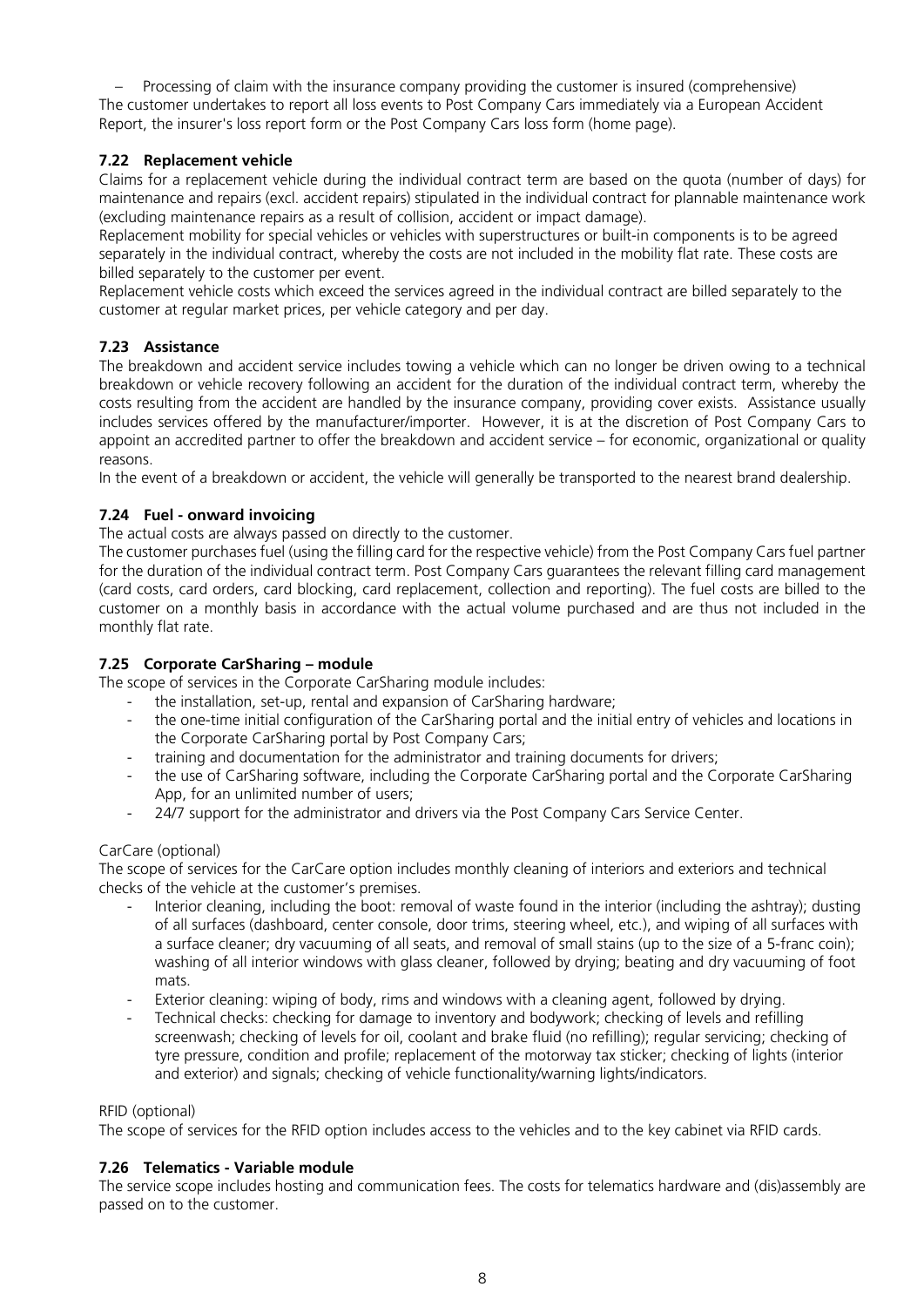– Processing of claim with the insurance company providing the customer is insured (comprehensive)

The customer undertakes to report all loss events to Post Company Cars immediately via a European Accident Report, the insurer's loss report form or the Post Company Cars loss form (home page).

### 7.22 Replacement vehicle

Claims for a replacement vehicle during the individual contract term are based on the quota (number of days) for maintenance and repairs (excl. accident repairs) stipulated in the individual contract for plannable maintenance work (excluding maintenance repairs as a result of collision, accident or impact damage).

Replacement mobility for special vehicles or vehicles with superstructures or built-in components is to be agreed separately in the individual contract, whereby the costs are not included in the mobility flat rate. These costs are billed separately to the customer per event.

Replacement vehicle costs which exceed the services agreed in the individual contract are billed separately to the customer at regular market prices, per vehicle category and per day.

### 7.23 Assistance

The breakdown and accident service includes towing a vehicle which can no longer be driven owing to a technical breakdown or vehicle recovery following an accident for the duration of the individual contract term, whereby the costs resulting from the accident are handled by the insurance company, providing cover exists. Assistance usually includes services offered by the manufacturer/importer. However, it is at the discretion of Post Company Cars to appoint an accredited partner to offer the breakdown and accident service – for economic, organizational or quality reasons.

In the event of a breakdown or accident, the vehicle will generally be transported to the nearest brand dealership.

### 7.24 Fuel - onward invoicing

The actual costs are always passed on directly to the customer.

The customer purchases fuel (using the filling card for the respective vehicle) from the Post Company Cars fuel partner for the duration of the individual contract term. Post Company Cars guarantees the relevant filling card management (card costs, card orders, card blocking, card replacement, collection and reporting). The fuel costs are billed to the customer on a monthly basis in accordance with the actual volume purchased and are thus not included in the monthly flat rate.

### 7.25 Corporate CarSharing – module

The scope of services in the Corporate CarSharing module includes:

- the installation, set-up, rental and expansion of CarSharing hardware;
- the one-time initial configuration of the CarSharing portal and the initial entry of vehicles and locations in the Corporate CarSharing portal by Post Company Cars;
- training and documentation for the administrator and training documents for drivers;
- the use of CarSharing software, including the Corporate CarSharing portal and the Corporate CarSharing App, for an unlimited number of users;
- 24/7 support for the administrator and drivers via the Post Company Cars Service Center.

CarCare (optional)

The scope of services for the CarCare option includes monthly cleaning of interiors and exteriors and technical checks of the vehicle at the customer's premises.

- Interior cleaning, including the boot: removal of waste found in the interior (including the ashtray); dusting of all surfaces (dashboard, center console, door trims, steering wheel, etc.), and wiping of all surfaces with a surface cleaner; dry vacuuming of all seats, and removal of small stains (up to the size of a 5-franc coin); washing of all interior windows with glass cleaner, followed by drying; beating and dry vacuuming of foot mats.
- Exterior cleaning: wiping of body, rims and windows with a cleaning agent, followed by drying.
- Technical checks: checking for damage to inventory and bodywork; checking of levels and refilling screenwash; checking of levels for oil, coolant and brake fluid (no refilling); regular servicing; checking of tyre pressure, condition and profile; replacement of the motorway tax sticker; checking of lights (interior and exterior) and signals; checking of vehicle functionality/warning lights/indicators.

RFID (optional)

The scope of services for the RFID option includes access to the vehicles and to the key cabinet via RFID cards.

### 7.26 Telematics - Variable module

The service scope includes hosting and communication fees. The costs for telematics hardware and (dis)assembly are passed on to the customer.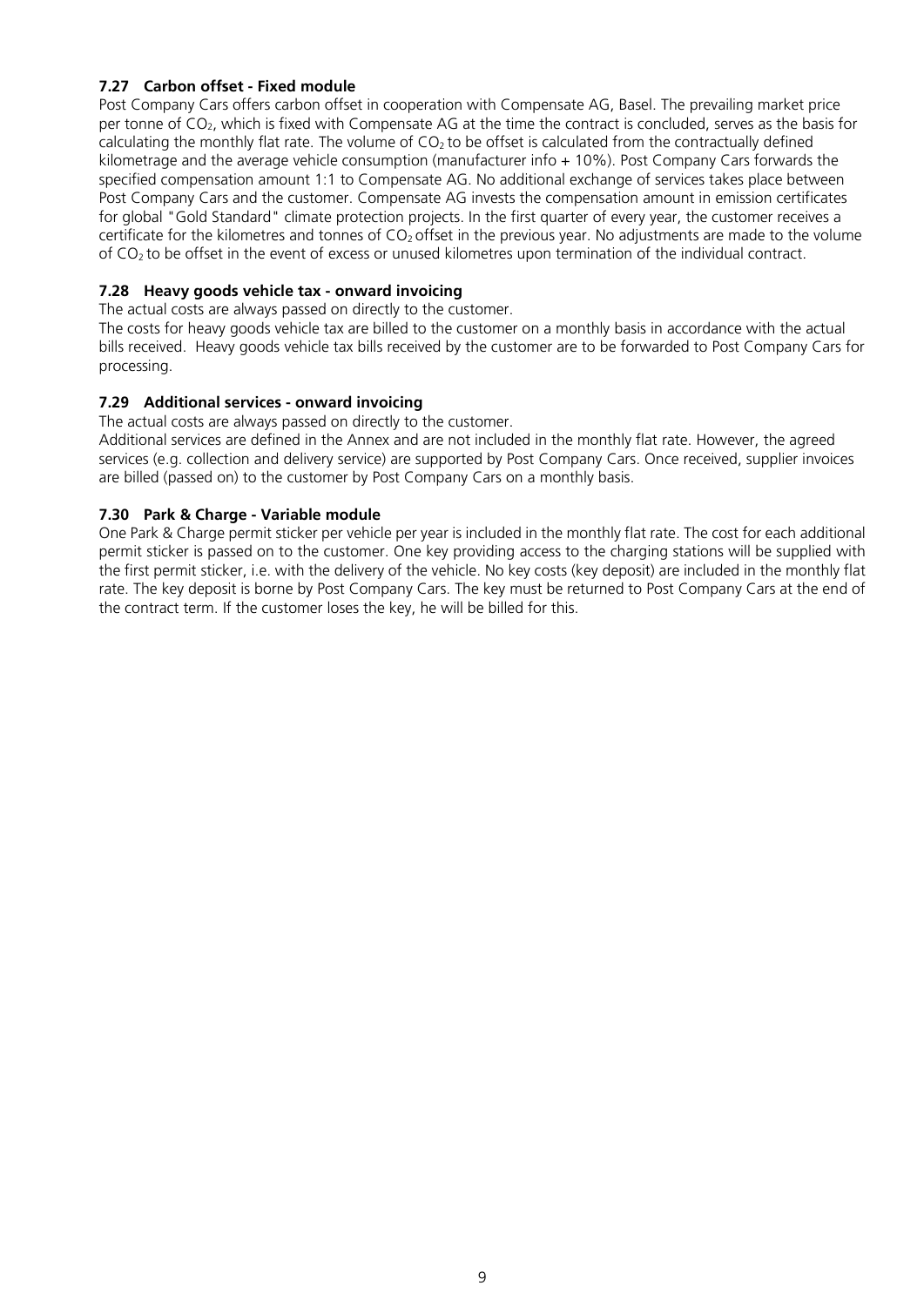### 7.27 Carbon offset - Fixed module

Post Company Cars offers carbon offset in cooperation with Compensate AG, Basel. The prevailing market price per tonne of $CO_2$, which is fixed with Compensate AG at the time the contract is concluded, serves as the basis for calculating the monthly flat rate. The volume of $CO_2$ to be offset is calculated from the contractually defined kilometrage and the average vehicle consumption (manufacturer info + 10%). Post Company Cars forwards the specified compensation amount 1:1 to Compensate AG. No additional exchange of services takes place between Post Company Cars and the customer. Compensate AG invests the compensation amount in emission certificates for global "Gold Standard" climate protection projects. In the first quarter of every year, the customer receives a certificate for the kilometres and tonnes of $CO_2$ offset in the previous year. No adjustments are made to the volume of $CO_2$ to be offset in the event of excess or unused kilometres upon termination of the individual contract.

### 7.28 Heavy goods vehicle tax - onward invoicing

The actual costs are always passed on directly to the customer.

The costs for heavy goods vehicle tax are billed to the customer on a monthly basis in accordance with the actual bills received. Heavy goods vehicle tax bills received by the customer are to be forwarded to Post Company Cars for processing.

### 7.29 Additional services - onward invoicing

The actual costs are always passed on directly to the customer.

Additional services are defined in the Annex and are not included in the monthly flat rate. However, the agreed services (e.g. collection and delivery service) are supported by Post Company Cars. Once received, supplier invoices are billed (passed on) to the customer by Post Company Cars on a monthly basis.

### 7.30 Park & Charge - Variable module

One Park & Charge permit sticker per vehicle per year is included in the monthly flat rate. The cost for each additional permit sticker is passed on to the customer. One key providing access to the charging stations will be supplied with the first permit sticker, i.e. with the delivery of the vehicle. No key costs (key deposit) are included in the monthly flat rate. The key deposit is borne by Post Company Cars. The key must be returned to Post Company Cars at the end of the contract term. If the customer loses the key, he will be billed for this.